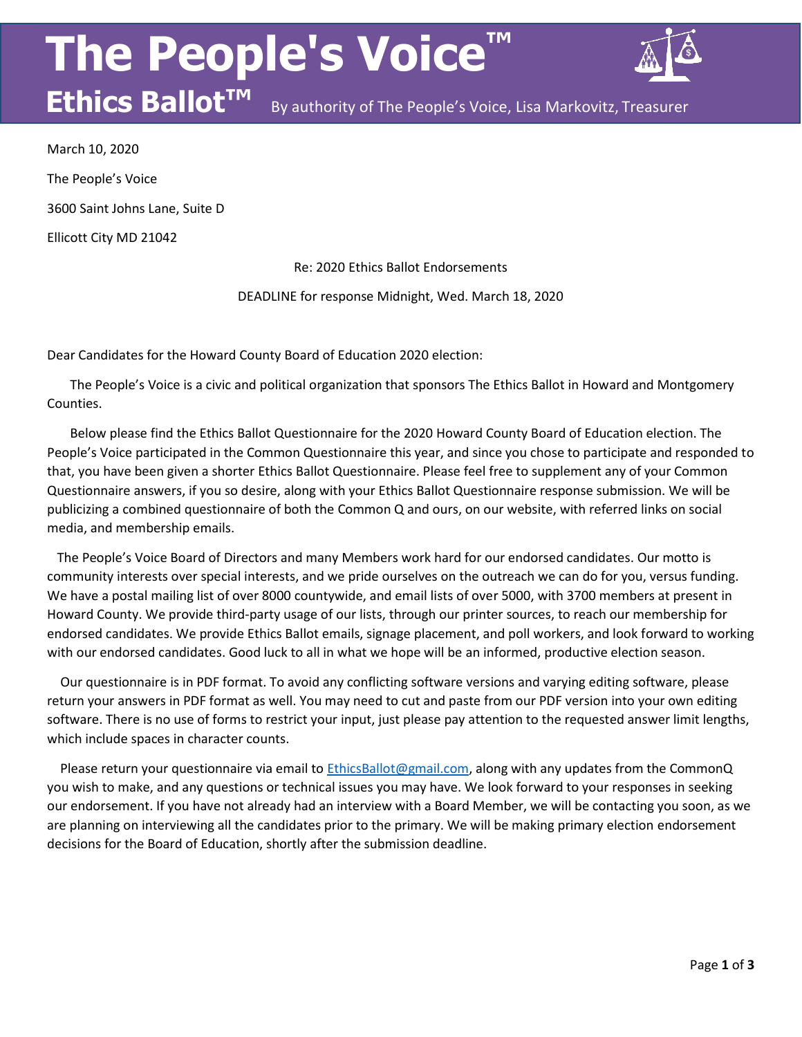# The People's Voice™

## Ethics Ballot™

By authority of The People's Voice, Lisa Markovitz, Treasurer

March 10, 2020

The People's Voice

3600 Saint Johns Lane, Suite D

Ellicott City MD 21042

Re: 2020 Ethics Ballot Endorsements

DEADLINE for response Midnight, Wed. March 18, 2020

Dear Candidates for the Howard County Board of Education 2020 election:

The People's Voice is a civic and political organization that sponsors The Ethics Ballot in Howard and Montgomery Counties.

Below please find the Ethics Ballot Questionnaire for the 2020 Howard County Board of Education election. The People's Voice participated in the Common Questionnaire this year, and since you chose to participate and responded to that, you have been given a shorter Ethics Ballot Questionnaire. Please feel free to supplement any of your Common Questionnaire answers, if you so desire, along with your Ethics Ballot Questionnaire response submission. We will be publicizing a combined questionnaire of both the Common Q and ours, on our website, with referred links on social media, and membership emails.

The People's Voice Board of Directors and many Members work hard for our endorsed candidates. Our motto is community interests over special interests, and we pride ourselves on the outreach we can do for you, versus funding. We have a postal mailing list of over 8000 countywide, and email lists of over 5000, with 3700 members at present in Howard County. We provide third-party usage of our lists, through our printer sources, to reach our membership for endorsed candidates. We provide Ethics Ballot emails, signage placement, and poll workers, and look forward to working with our endorsed candidates. Good luck to all in what we hope will be an informed, productive election season.

Our questionnaire is in PDF format. To avoid any conflicting software versions and varying editing software, please return your answers in PDF format as well. You may need to cut and paste from our PDF version into your own editing software. There is no use of forms to restrict your input, just please pay attention to the requested answer limit lengths, which include spaces in character counts.

Please return your questionnaire via email to EthicsBallot@gmail.com, along with any updates from the CommonQ you wish to make, and any questions or technical issues you may have. We look forward to your responses in seeking our endorsement. If you have not already had an interview with a Board Member, we will be contacting you soon, as we are planning on interviewing all the candidates prior to the primary. We will be making primary election endorsement decisions for the Board of Education, shortly after the submission deadline.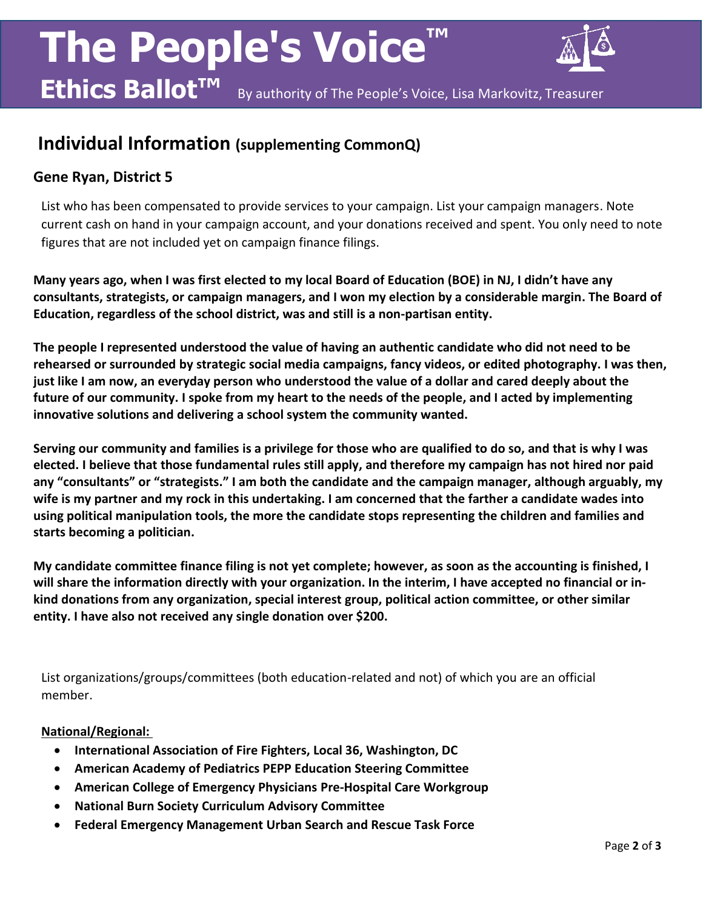# The People's Voice™

## Ethics Ballot™

By authority of The People's Voice, Lisa Markovitz, Treasurer

## Individual Information (supplementing CommonQ)

### Gene Ryan, District 5

List who has been compensated to provide services to your campaign. List your campaign managers. Note current cash on hand in your campaign account, and your donations received and spent. You only need to note figures that are not included yet on campaign finance filings.

**Many years ago, when I was first elected to my local Board of Education (BOE) in NJ, I didn't have any consultants, strategists, or campaign managers, and I won my election by a considerable margin. The Board of Education, regardless of the school district, was and still is a non-partisan entity.**

**The people I represented understood the value of having an authentic candidate who did not need to be rehearsed or surrounded by strategic social media campaigns, fancy videos, or edited photography. I was then, just like I am now, an everyday person who understood the value of a dollar and cared deeply about the future of our community. I spoke from my heart to the needs of the people, and I acted by implementing innovative solutions and delivering a school system the community wanted.**

**Serving our community and families is a privilege for those who are qualified to do so, and that is why I was elected. I believe that those fundamental rules still apply, and therefore my campaign has not hired nor paid any "consultants" or "strategists." I am both the candidate and the campaign manager, although arguably, my wife is my partner and my rock in this undertaking. I am concerned that the farther a candidate wades into using political manipulation tools, the more the candidate stops representing the children and families and starts becoming a politician.**

**My candidate committee finance filing is not yet complete; however, as soon as the accounting is finished, I will share the information directly with your organization. In the interim, I have accepted no financial or in-kind donations from any organization, special interest group, political action committee, or other similar entity. I have also not received any single donation over $200.**

List organizations/groups/committees (both education-related and not) of which you are an official member.

**National/Regional:**

- **International Association of Fire Fighters, Local 36, Washington, DC**
- **American Academy of Pediatrics PEPP Education Steering Committee**
- **American College of Emergency Physicians Pre-Hospital Care Workgroup**
- **National Burn Society Curriculum Advisory Committee**
- **Federal Emergency Management Urban Search and Rescue Task Force**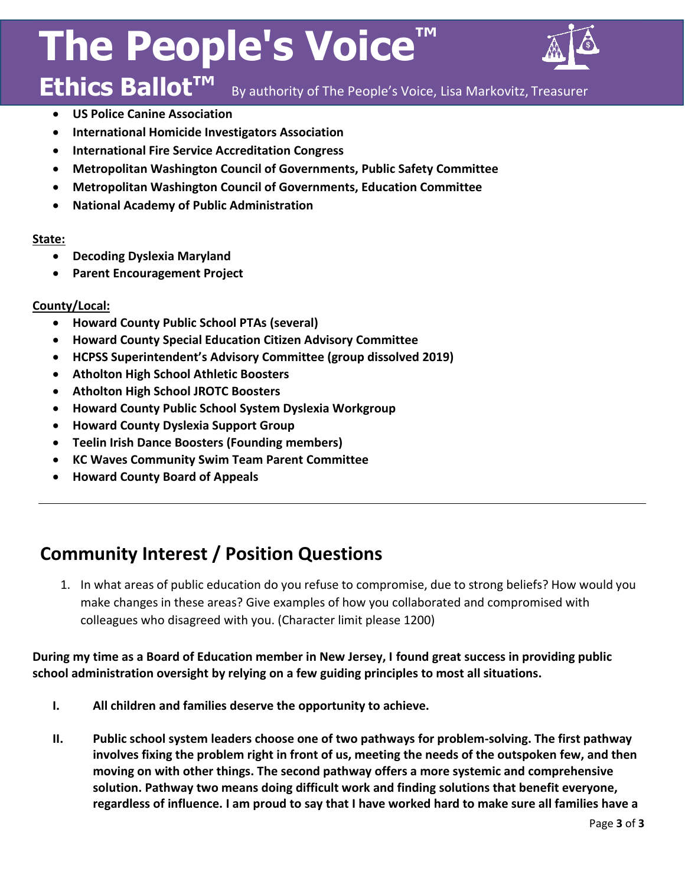- **US Police Canine Association**
- **International Homicide Investigators Association**
- **International Fire Service Accreditation Congress**
- **Metropolitan Washington Council of Governments, Public Safety Committee**
- **Metropolitan Washington Council of Governments, Education Committee**
- **National Academy of Public Administration**

**State:**

- **Decoding Dyslexia Maryland**
- **Parent Encouragement Project**

**County/Local:**

- **Howard County Public School PTAs (several)**
- **Howard County Special Education Citizen Advisory Committee**
- **HCPSS Superintendent's Advisory Committee (group dissolved 2019)**
- **Atholton High School Athletic Boosters**
- **Atholton High School JROTC Boosters**
- **Howard County Public School System Dyslexia Workgroup**
- **Howard County Dyslexia Support Group**
- **Teelin Irish Dance Boosters (Founding members)**
- **KC Waves Community Swim Team Parent Committee**
- **Howard County Board of Appeals**

---

## Community Interest / Position Questions

1. In what areas of public education do you refuse to compromise, due to strong beliefs? How would you make changes in these areas? Give examples of how you collaborated and compromised with colleagues who disagreed with you. (Character limit please 1200)

**During my time as a Board of Education member in New Jersey, I found great success in providing public school administration oversight by relying on a few guiding principles to most all situations.**

- **I. All children and families deserve the opportunity to achieve.**
- **II. Public school system leaders choose one of two pathways for problem-solving. The first pathway involves fixing the problem right in front of us, meeting the needs of the outspoken few, and then moving on with other things. The second pathway offers a more systemic and comprehensive solution. Pathway two means doing difficult work and finding solutions that benefit everyone, regardless of influence. I am proud to say that I have worked hard to make sure all families have a**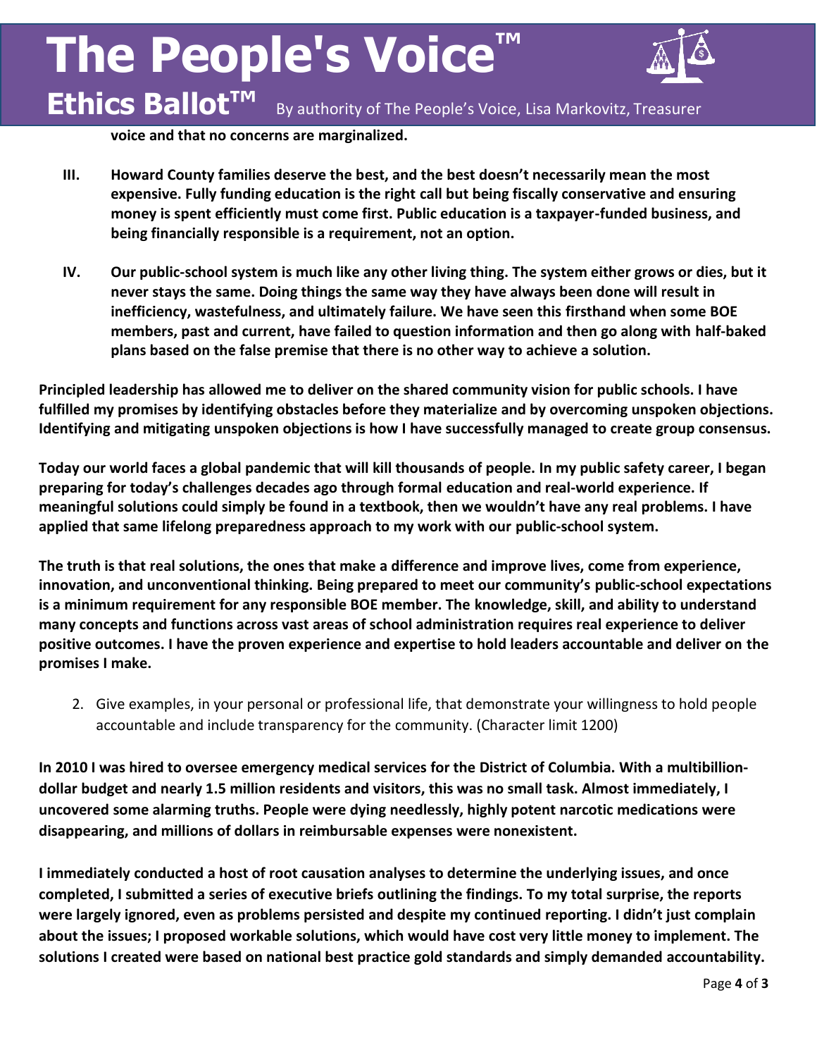voice and that no concerns are marginalized.**

III. **Howard County families deserve the best, and the best doesn't necessarily mean the most expensive. Fully funding education is the right call but being fiscally conservative and ensuring money is spent efficiently must come first. Public education is a taxpayer-funded business, and being financially responsible is a requirement, not an option.**

IV. **Our public-school system is much like any other living thing. The system either grows or dies, but it never stays the same. Doing things the same way they have always been done will result in inefficiency, wastefulness, and ultimately failure. We have seen this firsthand when some BOE members, past and current, have failed to question information and then go along with half-baked plans based on the false premise that there is no other way to achieve a solution.**

**Principled leadership has allowed me to deliver on the shared community vision for public schools. I have fulfilled my promises by identifying obstacles before they materialize and by overcoming unspoken objections. Identifying and mitigating unspoken objections is how I have successfully managed to create group consensus.**

**Today our world faces a global pandemic that will kill thousands of people. In my public safety career, I began preparing for today's challenges decades ago through formal education and real-world experience. If meaningful solutions could simply be found in a textbook, then we wouldn't have any real problems. I have applied that same lifelong preparedness approach to my work with our public-school system.**

**The truth is that real solutions, the ones that make a difference and improve lives, come from experience, innovation, and unconventional thinking. Being prepared to meet our community's public-school expectations is a minimum requirement for any responsible BOE member. The knowledge, skill, and ability to understand many concepts and functions across vast areas of school administration requires real experience to deliver positive outcomes. I have the proven experience and expertise to hold leaders accountable and deliver on the promises I make.**

2. Give examples, in your personal or professional life, that demonstrate your willingness to hold people accountable and include transparency for the community. (Character limit 1200)

**In 2010 I was hired to oversee emergency medical services for the District of Columbia. With a multibillion-dollar budget and nearly 1.5 million residents and visitors, this was no small task. Almost immediately, I uncovered some alarming truths. People were dying needlessly, highly potent narcotic medications were disappearing, and millions of dollars in reimbursable expenses were nonexistent.**

**I immediately conducted a host of root causation analyses to determine the underlying issues, and once completed, I submitted a series of executive briefs outlining the findings. To my total surprise, the reports were largely ignored, even as problems persisted and despite my continued reporting. I didn't just complain about the issues; I proposed workable solutions, which would have cost very little money to implement. The solutions I created were based on national best practice gold standards and simply demanded accountability.**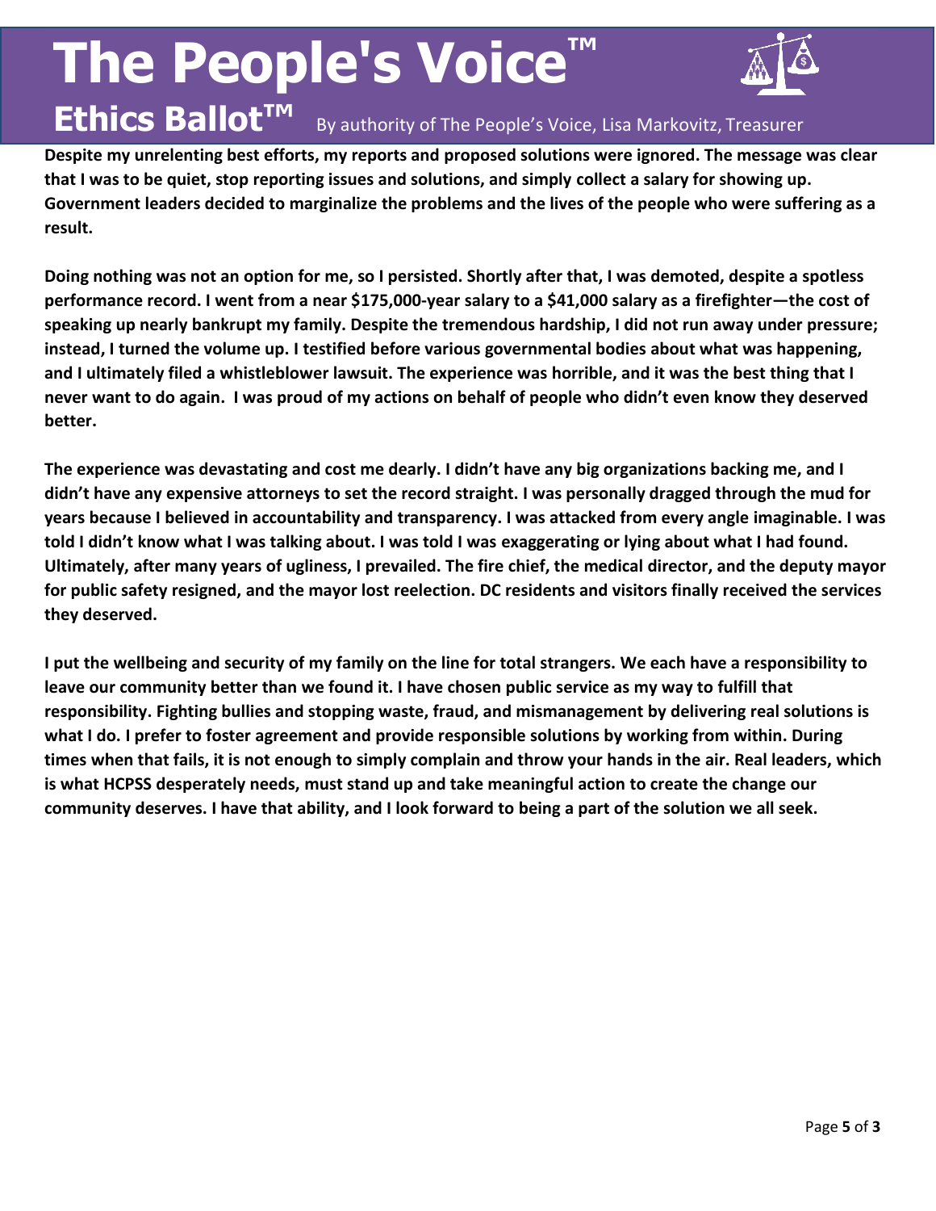**Despite my unrelenting best efforts, my reports and proposed solutions were ignored. The message was clear that I was to be quiet, stop reporting issues and solutions, and simply collect a salary for showing up. Government leaders decided to marginalize the problems and the lives of the people who were suffering as a result.**

**Doing nothing was not an option for me, so I persisted. Shortly after that, I was demoted, despite a spotless performance record. I went from a near $175,000-year salary to a $41,000 salary as a firefighter—the cost of speaking up nearly bankrupt my family. Despite the tremendous hardship, I did not run away under pressure; instead, I turned the volume up. I testified before various governmental bodies about what was happening, and I ultimately filed a whistleblower lawsuit. The experience was horrible, and it was the best thing that I never want to do again. I was proud of my actions on behalf of people who didn't even know they deserved better.**

**The experience was devastating and cost me dearly. I didn't have any big organizations backing me, and I didn't have any expensive attorneys to set the record straight. I was personally dragged through the mud for years because I believed in accountability and transparency. I was attacked from every angle imaginable. I was told I didn't know what I was talking about. I was told I was exaggerating or lying about what I had found. Ultimately, after many years of ugliness, I prevailed. The fire chief, the medical director, and the deputy mayor for public safety resigned, and the mayor lost reelection. DC residents and visitors finally received the services they deserved.**

**I put the wellbeing and security of my family on the line for total strangers. We each have a responsibility to leave our community better than we found it. I have chosen public service as my way to fulfill that responsibility. Fighting bullies and stopping waste, fraud, and mismanagement by delivering real solutions is what I do. I prefer to foster agreement and provide responsible solutions by working from within. During times when that fails, it is not enough to simply complain and throw your hands in the air. Real leaders, which is what HCPSS desperately needs, must stand up and take meaningful action to create the change our community deserves. I have that ability, and I look forward to being a part of the solution we all seek.**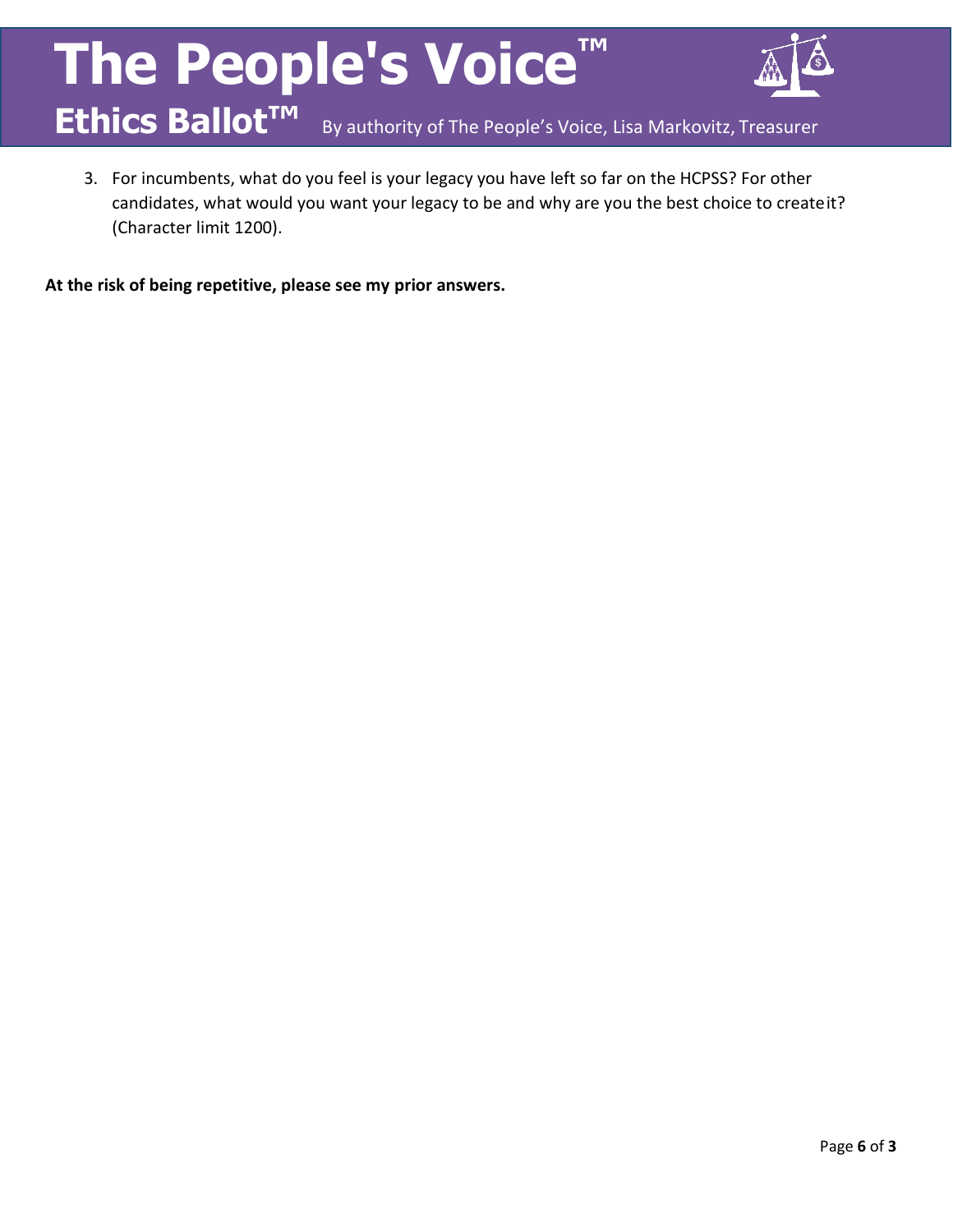3. For incumbents, what do you feel is your legacy you have left so far on the HCPSS? For other candidates, what would you want your legacy to be and why are you the best choice to create it? (Character limit 1200).

**At the risk of being repetitive, please see my prior answers.**